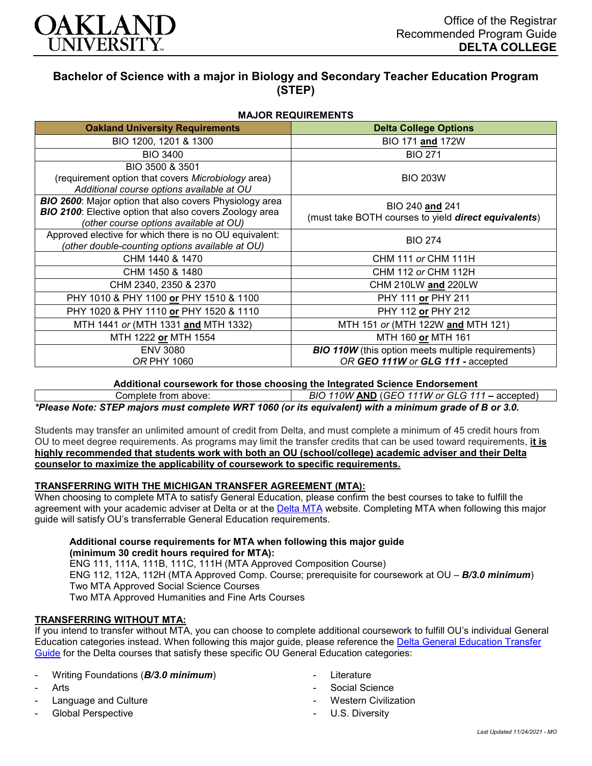Office of the Registrar
Recommended Program Guide
**DELTA COLLEGE**

# Bachelor of Science with a major in Biology and Secondary Teacher Education Program (STEP)

## MAJOR REQUIREMENTS

| Oakland University Requirements | Delta College Options |
|---|---|
| BIO 1200, 1201 & 1300 | BIO 171 **and** 172W |
| BIO 3400 | BIO 271 |
| BIO 3500 & 3501 (requirement option that covers *Microbiology* area) *Additional course options available at OU* | BIO 203W |
| ***BIO 2600***: Major option that also covers Physiology area ***BIO 2100***: Elective option that also covers Zoology area *(other course options available at OU)* | BIO 240 **and** 241 (must take BOTH courses to yield ***direct equivalents***) |
| Approved elective for which there is no OU equivalent: *(other double-counting options available at OU)* | BIO 274 |
| CHM 1440 & 1470 | CHM 111 *or* CHM 111H |
| CHM 1450 & 1480 | CHM 112 *or* CHM 112H |
| CHM 2340, 2350 & 2370 | CHM 210LW **and** 220LW |
| PHY 1010 & PHY 1100 **or** PHY 1510 & 1100 | PHY 111 **or** PHY 211 |
| PHY 1020 & PHY 1110 **or** PHY 1520 & 1110 | PHY 112 **or** PHY 212 |
| MTH 1441 *or* (MTH 1331 **and** MTH 1332) | MTH 151 *or* (MTH 122W **and** MTH 121) |
| MTH 1222 **or** MTH 1554 | MTH 160 **or** MTH 161 |
| ENV 3080 *OR* PHY 1060 | ***BIO 110W*** (this option meets multiple requirements) *OR* ***GEO 111W*** *or* ***GLG 111*** *- accepted* |

**Additional coursework for those choosing the Integrated Science Endorsement**

| | |
|---|---|
| Complete from above: | *BIO 110W* **AND** *(GEO 111W or GLG 111* **–** *accepted)* |

***\*Please Note: STEP majors must complete WRT 1060 (or its equivalent) with a minimum grade of B or 3.0.***

Students may transfer an unlimited amount of credit from Delta, and must complete a minimum of 45 credit hours from OU to meet degree requirements. As programs may limit the transfer credits that can be used toward requirements, **it is highly recommended that students work with both an OU (school/college) academic adviser and their Delta counselor to maximize the applicability of coursework to specific requirements.**

## TRANSFERRING WITH THE MICHIGAN TRANSFER AGREEMENT (MTA):

When choosing to complete MTA to satisfy General Education, please confirm the best courses to take to fulfill the agreement with your academic adviser at Delta or at the Delta MTA website. Completing MTA when following this major guide will satisfy OU's transferrable General Education requirements.

**Additional course requirements for MTA when following this major guide (minimum 30 credit hours required for MTA):**

ENG 111, 111A, 111B, 111C, 111H (MTA Approved Composition Course)
ENG 112, 112A, 112H (MTA Approved Comp. Course; prerequisite for coursework at OU – ***B/3.0 minimum***)
Two MTA Approved Social Science Courses
Two MTA Approved Humanities and Fine Arts Courses

## TRANSFERRING WITHOUT MTA:

If you intend to transfer without MTA, you can choose to complete additional coursework to fulfill OU's individual General Education categories instead. When following this major guide, please reference the Delta General Education Transfer Guide for the Delta courses that satisfy these specific OU General Education categories:

- Writing Foundations (***B/3.0 minimum***)
- Arts
- Language and Culture
- Global Perspective
- Literature
- Social Science
- Western Civilization
- U.S. Diversity

*Last Updated 11/24/2021 - MO*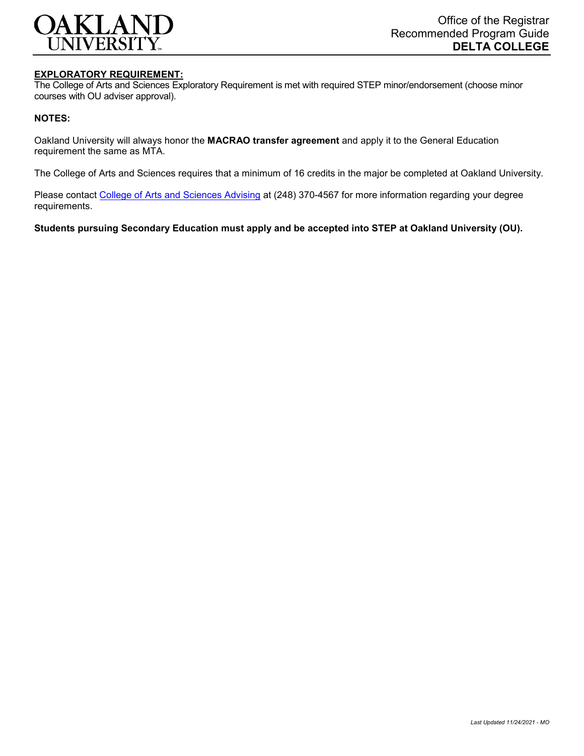**EXPLORATORY REQUIREMENT:**
The College of Arts and Sciences Exploratory Requirement is met with required STEP minor/endorsement (choose minor courses with OU adviser approval).

**NOTES:**

Oakland University will always honor the **MACRAO transfer agreement** and apply it to the General Education requirement the same as MTA.

The College of Arts and Sciences requires that a minimum of 16 credits in the major be completed at Oakland University.

Please contact College of Arts and Sciences Advising at (248) 370-4567 for more information regarding your degree requirements.

**Students pursuing Secondary Education must apply and be accepted into STEP at Oakland University (OU).**

*Last Updated 11/24/2021 - MO*